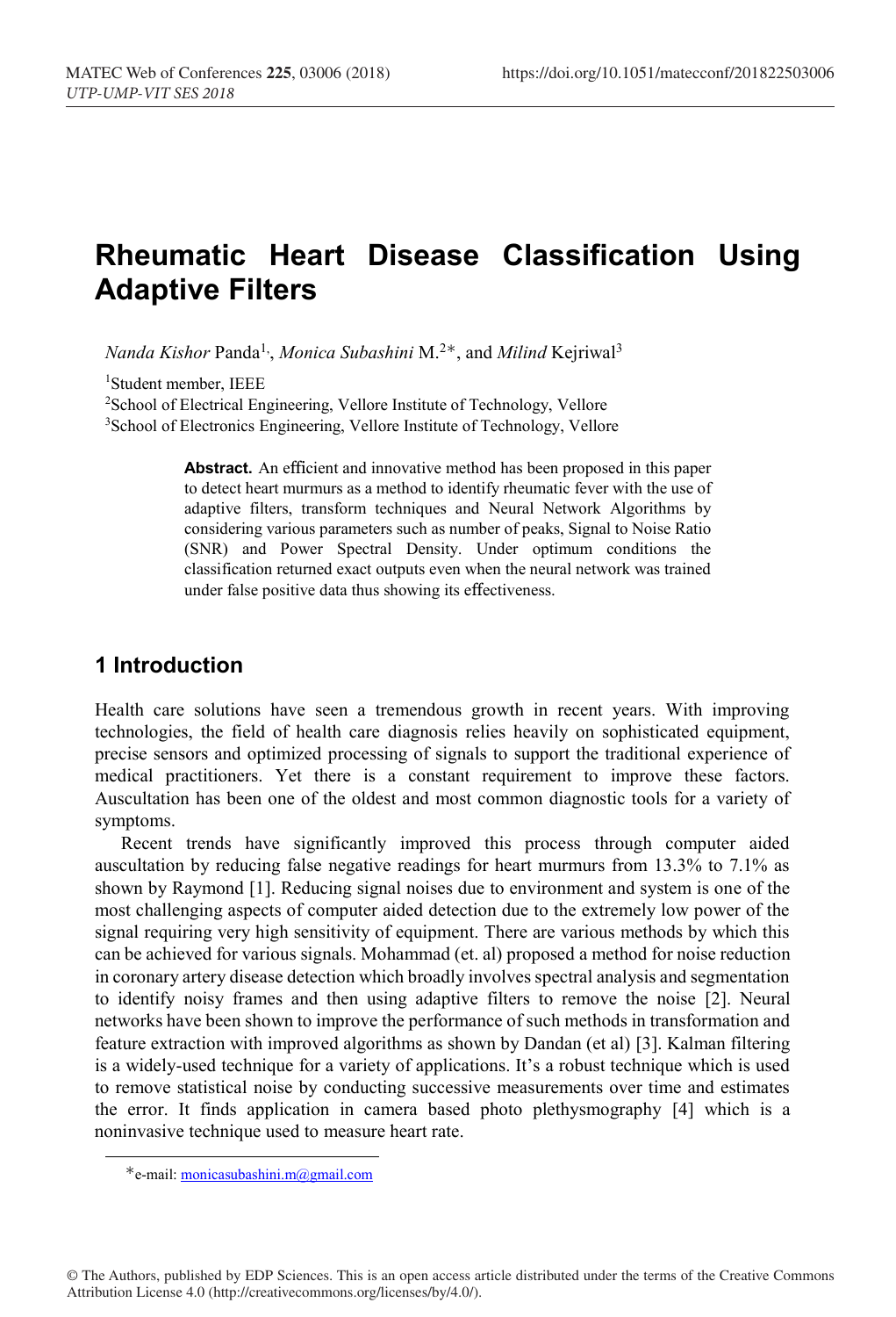# Rheumatic Heart Disease Classification Using Adaptive Filters

*Nanda Kishor* Panda[1], *Monica Subashini* M.[2*], and *Milind* Kejriwal[3]

[1]Student member, IEEE

[2]School of Electrical Engineering, Vellore Institute of Technology, Vellore

[3]School of Electronics Engineering, Vellore Institute of Technology, Vellore

**Abstract.** An efficient and innovative method has been proposed in this paper to detect heart murmurs as a method to identify rheumatic fever with the use of adaptive filters, transform techniques and Neural Network Algorithms by considering various parameters such as number of peaks, Signal to Noise Ratio (SNR) and Power Spectral Density. Under optimum conditions the classification returned exact outputs even when the neural network was trained under false positive data thus showing its effectiveness.

## 1 Introduction

Health care solutions have seen a tremendous growth in recent years. With improving technologies, the field of health care diagnosis relies heavily on sophisticated equipment, precise sensors and optimized processing of signals to support the traditional experience of medical practitioners. Yet there is a constant requirement to improve these factors. Auscultation has been one of the oldest and most common diagnostic tools for a variety of symptoms.

Recent trends have significantly improved this process through computer aided auscultation by reducing false negative readings for heart murmurs from 13.3% to 7.1% as shown by Raymond [1]. Reducing signal noises due to environment and system is one of the most challenging aspects of computer aided detection due to the extremely low power of the signal requiring very high sensitivity of equipment. There are various methods by which this can be achieved for various signals. Mohammad (et. al) proposed a method for noise reduction in coronary artery disease detection which broadly involves spectral analysis and segmentation to identify noisy frames and then using adaptive filters to remove the noise [2]. Neural networks have been shown to improve the performance of such methods in transformation and feature extraction with improved algorithms as shown by Dandan (et al) [3]. Kalman filtering is a widely-used technique for a variety of applications. It's a robust technique which is used to remove statistical noise by conducting successive measurements over time and estimates the error. It finds application in camera based photo plethysmography [4] which is a noninvasive technique used to measure heart rate.

*e-mail: monicasubashini.m@gmail.com

© The Authors, published by EDP Sciences. This is an open access article distributed under the terms of the Creative Commons Attribution License 4.0 (http://creativecommons.org/licenses/by/4.0/).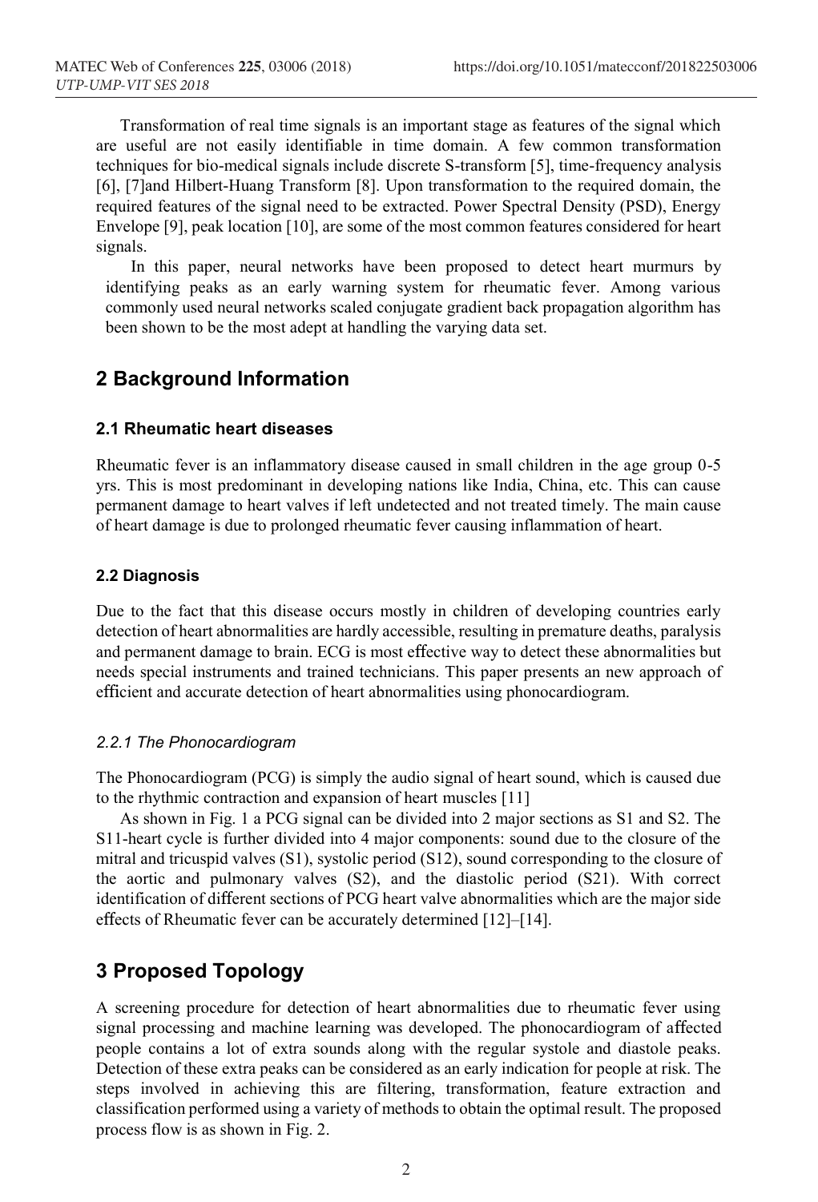Transformation of real time signals is an important stage as features of the signal which are useful are not easily identifiable in time domain. A few common transformation techniques for bio-medical signals include discrete S-transform [5], time-frequency analysis [6], [7]and Hilbert-Huang Transform [8]. Upon transformation to the required domain, the required features of the signal need to be extracted. Power Spectral Density (PSD), Energy Envelope [9], peak location [10], are some of the most common features considered for heart signals.

In this paper, neural networks have been proposed to detect heart murmurs by identifying peaks as an early warning system for rheumatic fever. Among various commonly used neural networks scaled conjugate gradient back propagation algorithm has been shown to be the most adept at handling the varying data set.

## 2 Background Information

### 2.1 Rheumatic heart diseases

Rheumatic fever is an inflammatory disease caused in small children in the age group 0-5 yrs. This is most predominant in developing nations like India, China, etc. This can cause permanent damage to heart valves if left undetected and not treated timely. The main cause of heart damage is due to prolonged rheumatic fever causing inflammation of heart.

### 2.2 Diagnosis

Due to the fact that this disease occurs mostly in children of developing countries early detection of heart abnormalities are hardly accessible, resulting in premature deaths, paralysis and permanent damage to brain. ECG is most effective way to detect these abnormalities but needs special instruments and trained technicians. This paper presents an new approach of efficient and accurate detection of heart abnormalities using phonocardiogram.

#### *2.2.1 The Phonocardiogram*

The Phonocardiogram (PCG) is simply the audio signal of heart sound, which is caused due to the rhythmic contraction and expansion of heart muscles [11]

As shown in Fig. 1 a PCG signal can be divided into 2 major sections as S1 and S2. The S11-heart cycle is further divided into 4 major components: sound due to the closure of the mitral and tricuspid valves (S1), systolic period (S12), sound corresponding to the closure of the aortic and pulmonary valves (S2), and the diastolic period (S21). With correct identification of different sections of PCG heart valve abnormalities which are the major side effects of Rheumatic fever can be accurately determined [12]–[14].

## 3 Proposed Topology

A screening procedure for detection of heart abnormalities due to rheumatic fever using signal processing and machine learning was developed. The phonocardiogram of affected people contains a lot of extra sounds along with the regular systole and diastole peaks. Detection of these extra peaks can be considered as an early indication for people at risk. The steps involved in achieving this are filtering, transformation, feature extraction and classification performed using a variety of methods to obtain the optimal result. The proposed process flow is as shown in Fig. 2.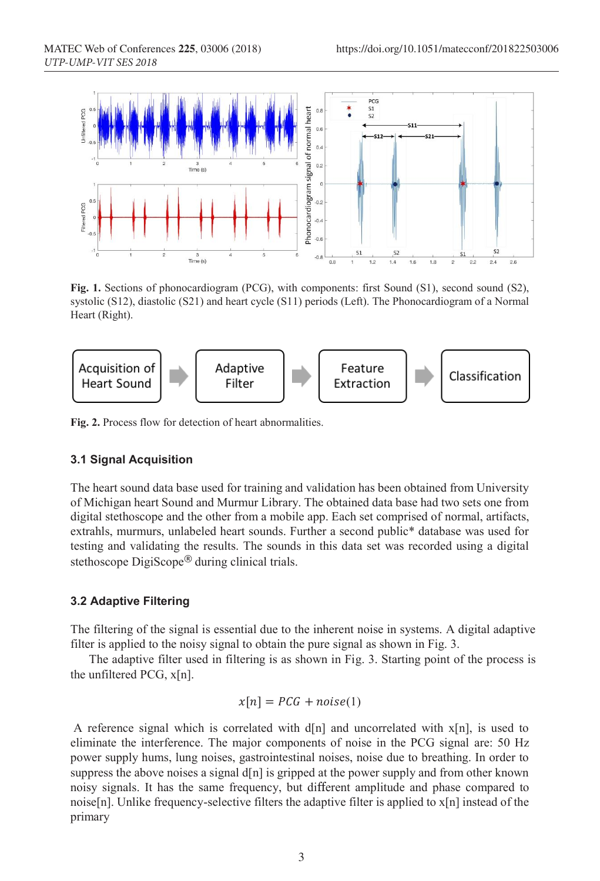Fig. 1. Sections of phonocardiogram (PCG), with components: first Sound (S1), second sound (S2), systolic (S12), diastolic (S21) and heart cycle (S11) periods (Left). The Phonocardiogram of a Normal Heart (Right).

Fig. 2. Process flow for detection of heart abnormalities.

### 3.1 Signal Acquisition

The heart sound data base used for training and validation has been obtained from University of Michigan heart Sound and Murmur Library. The obtained data base had two sets one from digital stethoscope and the other from a mobile app. Each set comprised of normal, artifacts, extrahls, murmurs, unlabeled heart sounds. Further a second public* database was used for testing and validating the results. The sounds in this data set was recorded using a digital stethoscope DigiScope® during clinical trials.

### 3.2 Adaptive Filtering

The filtering of the signal is essential due to the inherent noise in systems. A digital adaptive filter is applied to the noisy signal to obtain the pure signal as shown in Fig. 3.

The adaptive filter used in filtering is as shown in Fig. 3. Starting point of the process is the unfiltered PCG, x[n].

$$x[n] = PCG + noise(1)$$

A reference signal which is correlated with d[n] and uncorrelated with x[n], is used to eliminate the interference. The major components of noise in the PCG signal are: 50 Hz power supply hums, lung noises, gastrointestinal noises, noise due to breathing. In order to suppress the above noises a signal d[n] is gripped at the power supply and from other known noisy signals. It has the same frequency, but different amplitude and phase compared to noise[n]. Unlike frequency-selective filters the adaptive filter is applied to x[n] instead of the primary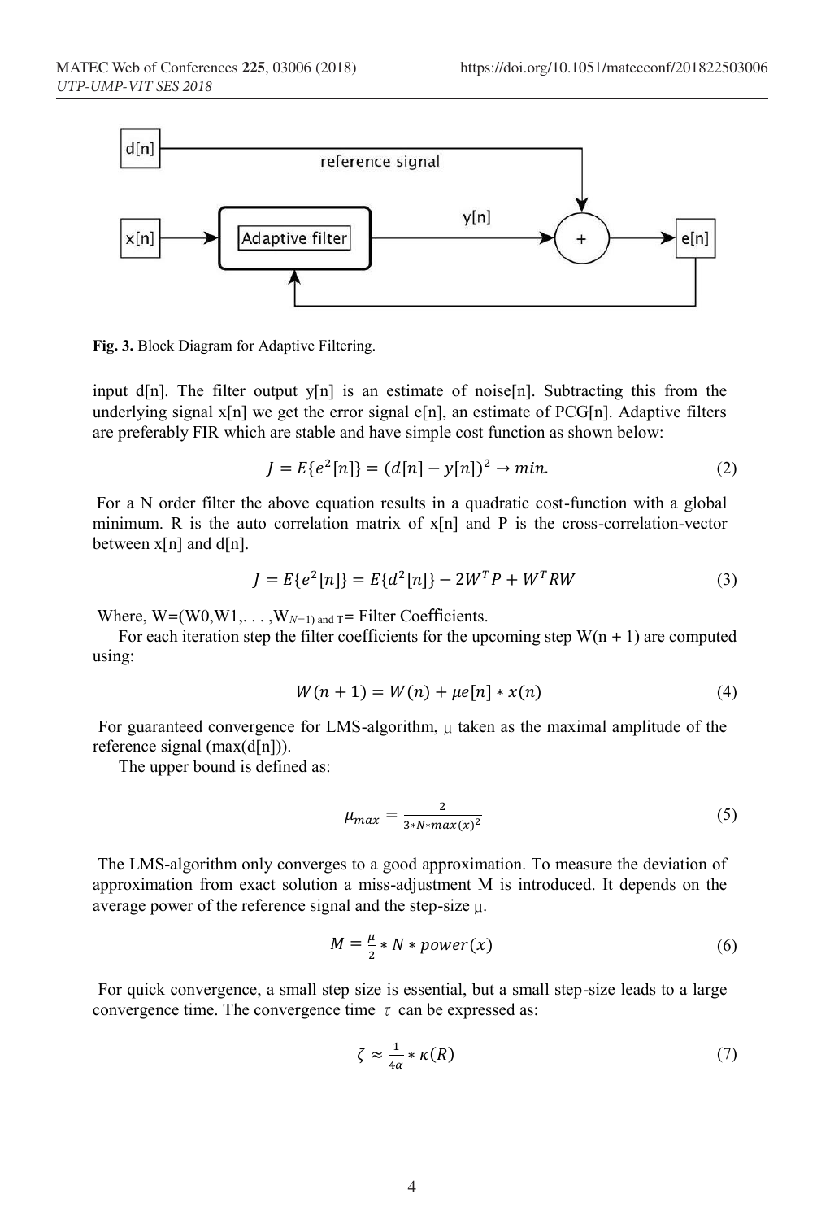**Fig. 3.** Block Diagram for Adaptive Filtering.

input d[n]. The filter output y[n] is an estimate of noise[n]. Subtracting this from the underlying signal x[n] we get the error signal e[n], an estimate of PCG[n]. Adaptive filters are preferably FIR which are stable and have simple cost function as shown below:

$$J = E\{e^2[n]\} = (d[n] - y[n])^2 \rightarrow min. \tag{2}$$

For a N order filter the above equation results in a quadratic cost-function with a global minimum. R is the auto correlation matrix of x[n] and P is the cross-correlation-vector between x[n] and d[n].

$$J = E\{e^2[n]\} = E\{d^2[n]\} - 2W^T P + W^T R W \tag{3}$$

Where, W=(W0,W1,. . . ,$W_{N-1}$) and $T$= Filter Coefficients.

For each iteration step the filter coefficients for the upcoming step W(n + 1) are computed using:

$$W(n+1) = W(n) + \mu e[n] * x(n) \tag{4}$$

For guaranteed convergence for LMS-algorithm, μ taken as the maximal amplitude of the reference signal (max(d[n])).

The upper bound is defined as:

$$\mu_{max} = \frac{2}{3 * N * max(x)^2} \tag{5}$$

The LMS-algorithm only converges to a good approximation. To measure the deviation of approximation from exact solution a miss-adjustment M is introduced. It depends on the average power of the reference signal and the step-size μ.

$$M = \frac{\mu}{2} * N * power(x) \tag{6}$$

For quick convergence, a small step size is essential, but a small step-size leads to a large convergence time. The convergence time $\tau$ can be expressed as:

$$\zeta \approx \frac{1}{4\alpha} * \kappa(R) \tag{7}$$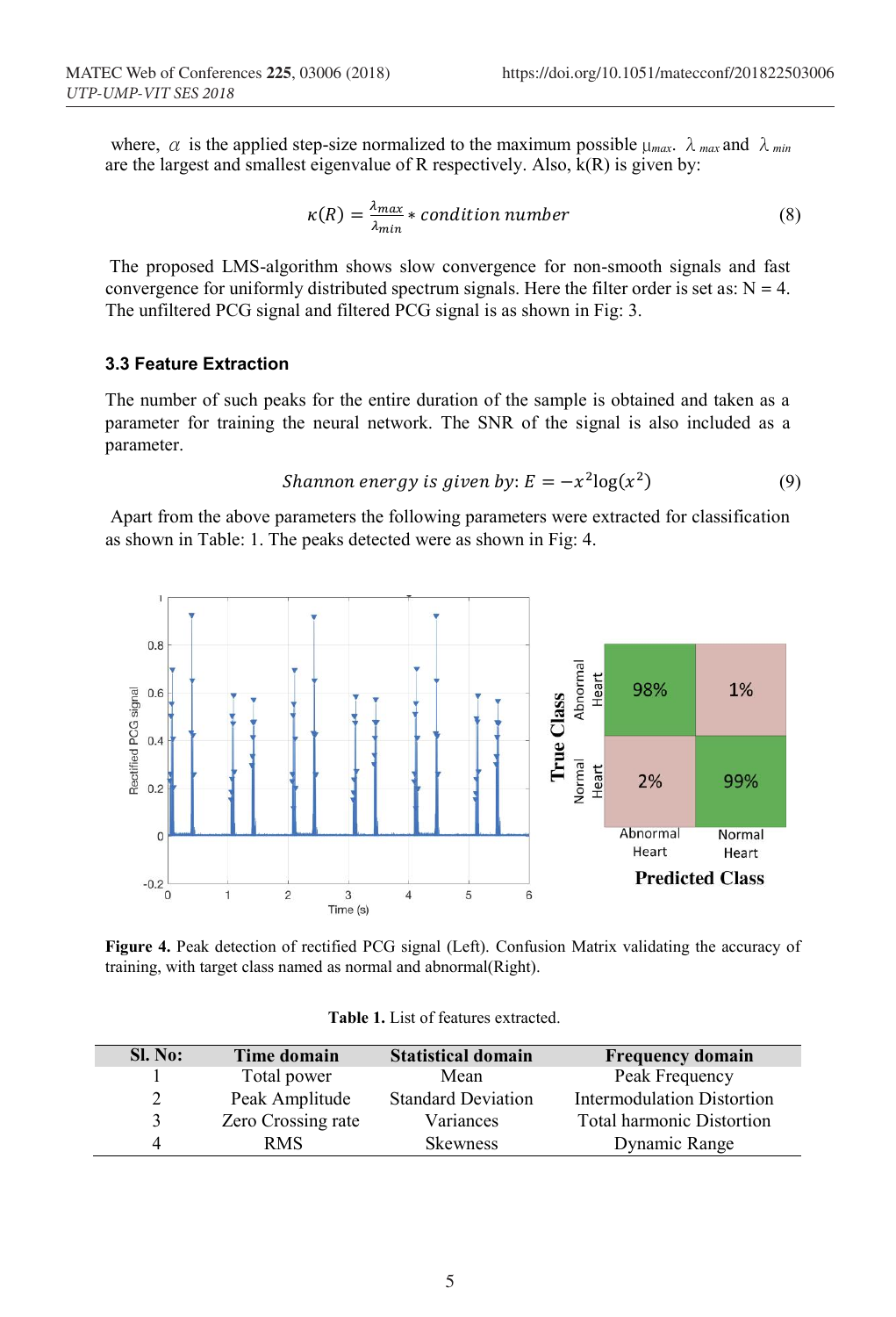where, $\alpha$ is the applied step-size normalized to the maximum possible $\mu_{max}$. $\lambda_{max}$ and $\lambda_{min}$ are the largest and smallest eigenvalue of R respectively. Also, k(R) is given by:

$$\kappa(R) = \frac{\lambda_{max}}{\lambda_{min}} * condition\ number \tag{8}$$

The proposed LMS-algorithm shows slow convergence for non-smooth signals and fast convergence for uniformly distributed spectrum signals. Here the filter order is set as: N = 4. The unfiltered PCG signal and filtered PCG signal is as shown in Fig: 3.

### 3.3 Feature Extraction

The number of such peaks for the entire duration of the sample is obtained and taken as a parameter for training the neural network. The SNR of the signal is also included as a parameter.

$$Shannon\ energy\ is\ given\ by: E = -x^2 \log(x^2) \tag{9}$$

Apart from the above parameters the following parameters were extracted for classification as shown in Table: 1. The peaks detected were as shown in Fig: 4.

**Figure 4.** Peak detection of rectified PCG signal (Left). Confusion Matrix validating the accuracy of training, with target class named as normal and abnormal(Right).

**Table 1.** List of features extracted.

| Sl. No: | Time domain | Statistical domain | Frequency domain |
|---|---|---|---|
| 1 | Total power | Mean | Peak Frequency |
| 2 | Peak Amplitude | Standard Deviation | Intermodulation Distortion |
| 3 | Zero Crossing rate | Variances | Total harmonic Distortion |
| 4 | RMS | Skewness | Dynamic Range |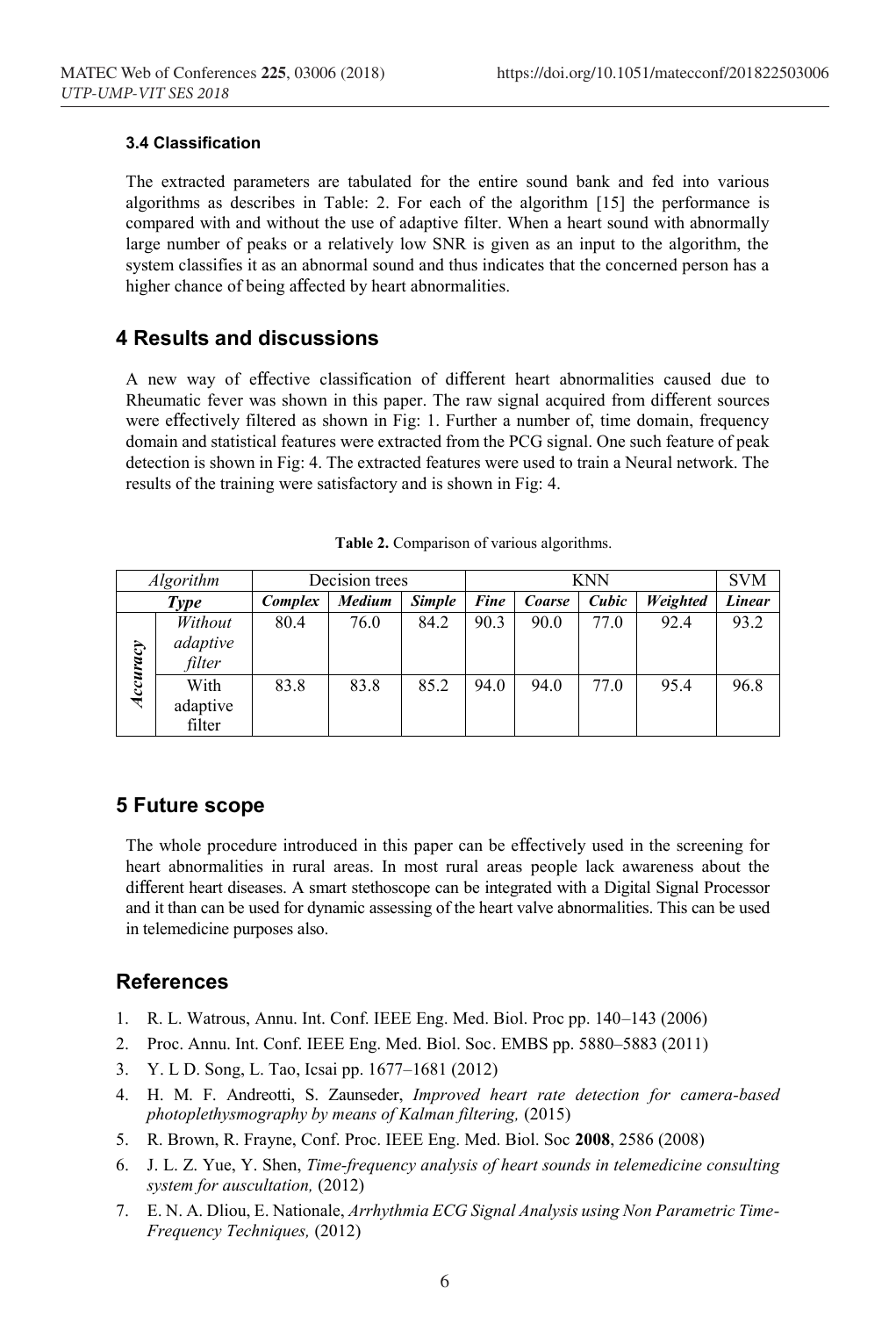### 3.4 Classification

The extracted parameters are tabulated for the entire sound bank and fed into various algorithms as describes in Table: 2. For each of the algorithm [15] the performance is compared with and without the use of adaptive filter. When a heart sound with abnormally large number of peaks or a relatively low SNR is given as an input to the algorithm, the system classifies it as an abnormal sound and thus indicates that the concerned person has a higher chance of being affected by heart abnormalities.

## 4 Results and discussions

A new way of effective classification of different heart abnormalities caused due to Rheumatic fever was shown in this paper. The raw signal acquired from different sources were effectively filtered as shown in Fig: 1. Further a number of, time domain, frequency domain and statistical features were extracted from the PCG signal. One such feature of peak detection is shown in Fig: 4. The extracted features were used to train a Neural network. The results of the training were satisfactory and is shown in Fig: 4.

**Table 2.** Comparison of various algorithms.

| *Algorithm* | | Decision trees | | | KNN | | | | SVM |
|---|---|---|---|---|---|---|---|---|---|
| ***Type*** | | ***Complex*** | ***Medium*** | ***Simple*** | ***Fine*** | ***Coarse*** | ***Cubic*** | ***Weighted*** | ***Linear*** |
| *Accuracy* | *Without adaptive filter* | 80.4 | 76.0 | 84.2 | 90.3 | 90.0 | 77.0 | 92.4 | 93.2 |
| | With adaptive filter | 83.8 | 83.8 | 85.2 | 94.0 | 94.0 | 77.0 | 95.4 | 96.8 |

## 5 Future scope

The whole procedure introduced in this paper can be effectively used in the screening for heart abnormalities in rural areas. In most rural areas people lack awareness about the different heart diseases. A smart stethoscope can be integrated with a Digital Signal Processor and it than can be used for dynamic assessing of the heart valve abnormalities. This can be used in telemedicine purposes also.

## References

1. R. L. Watrous, Annu. Int. Conf. IEEE Eng. Med. Biol. Proc pp. 140–143 (2006)
2. Proc. Annu. Int. Conf. IEEE Eng. Med. Biol. Soc. EMBS pp. 5880–5883 (2011)
3. Y. L D. Song, L. Tao, Icsai pp. 1677–1681 (2012)
4. H. M. F. Andreotti, S. Zaunseder, *Improved heart rate detection for camera-based photoplethysmography by means of Kalman filtering,* (2015)
5. R. Brown, R. Frayne, Conf. Proc. IEEE Eng. Med. Biol. Soc **2008**, 2586 (2008)
6. J. L. Z. Yue, Y. Shen, *Time-frequency analysis of heart sounds in telemedicine consulting system for auscultation,* (2012)
7. E. N. A. Dliou, E. Nationale, *Arrhythmia ECG Signal Analysis using Non Parametric Time-Frequency Techniques,* (2012)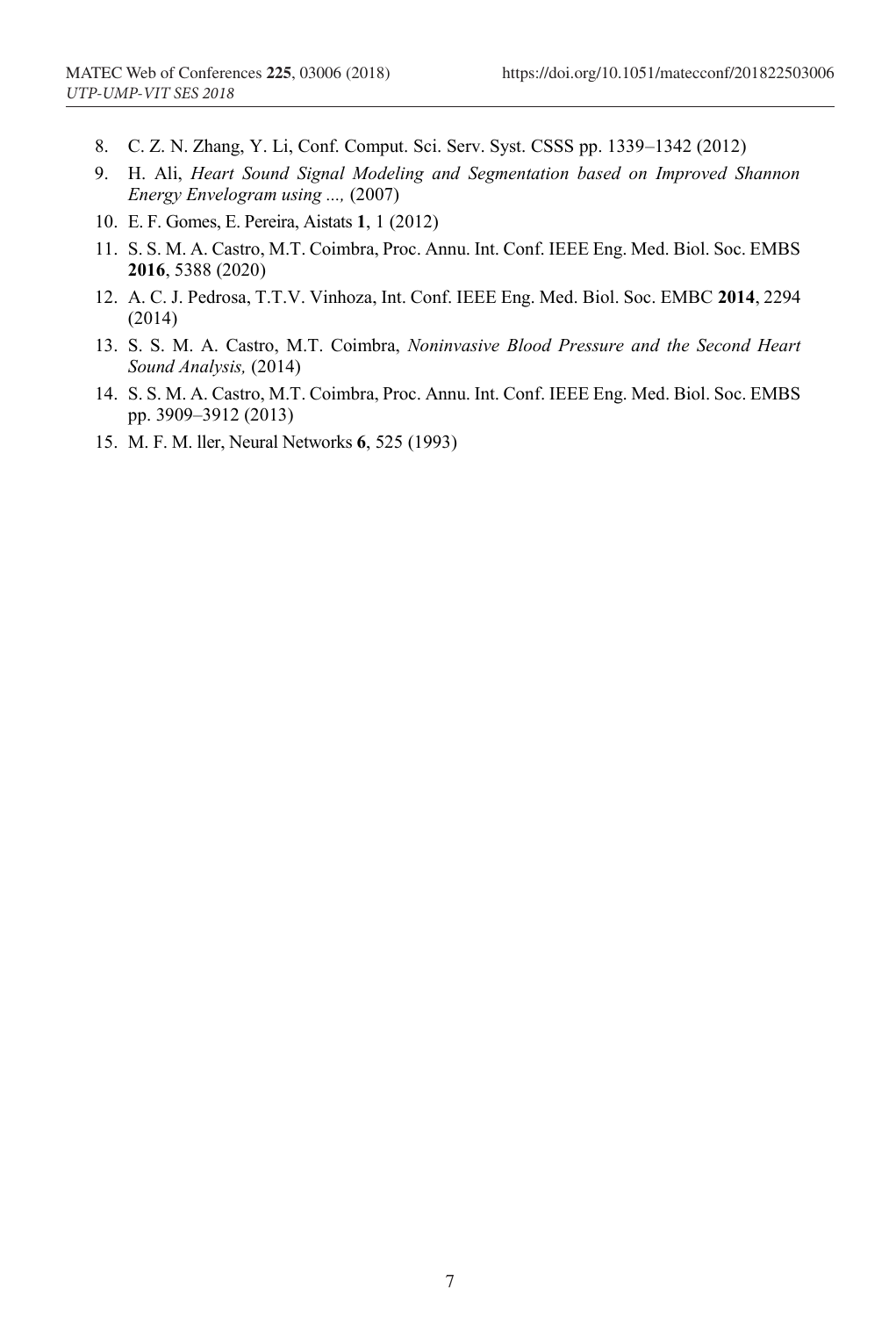8. C. Z. N. Zhang, Y. Li, Conf. Comput. Sci. Serv. Syst. CSSS pp. 1339–1342 (2012)
9. H. Ali, *Heart Sound Signal Modeling and Segmentation based on Improved Shannon Energy Envelogram using ...,* (2007)
10. E. F. Gomes, E. Pereira, Aistats **1**, 1 (2012)
11. S. S. M. A. Castro, M.T. Coimbra, Proc. Annu. Int. Conf. IEEE Eng. Med. Biol. Soc. EMBS **2016**, 5388 (2020)
12. A. C. J. Pedrosa, T.T.V. Vinhoza, Int. Conf. IEEE Eng. Med. Biol. Soc. EMBC **2014**, 2294 (2014)
13. S. S. M. A. Castro, M.T. Coimbra, *Noninvasive Blood Pressure and the Second Heart Sound Analysis,* (2014)
14. S. S. M. A. Castro, M.T. Coimbra, Proc. Annu. Int. Conf. IEEE Eng. Med. Biol. Soc. EMBS pp. 3909–3912 (2013)
15. M. F. M. ller, Neural Networks **6**, 525 (1993)